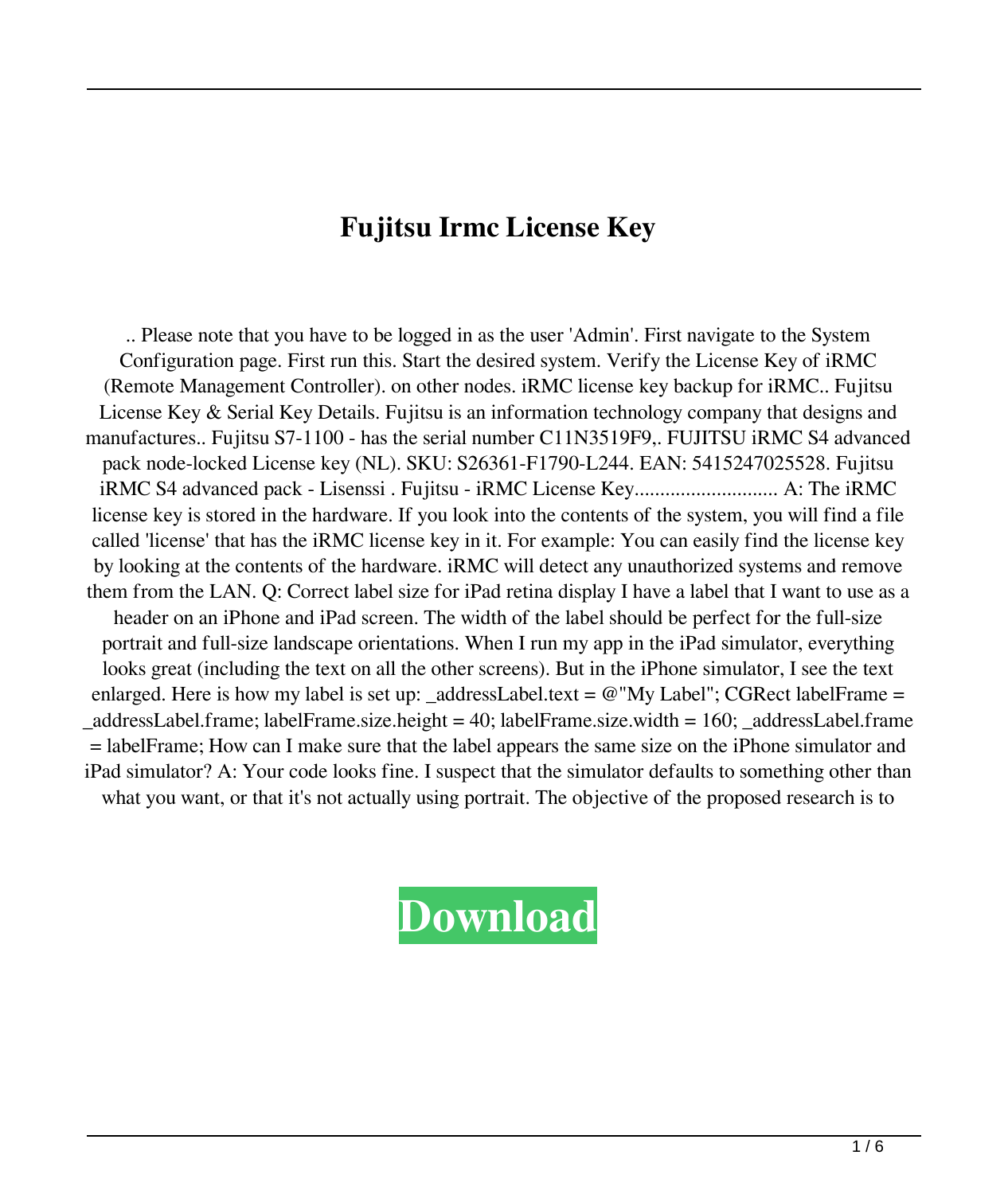# Fujitsu Irmc License Key

.. Please note that you have to be logged in as the user 'Admin'. First navigate to the System Configuration page. First run this. Start the desired system. Verify the License Key of iRMC (Remote Management Controller). on other nodes. iRMC license key backup for iRMC.. Fujitsu License Key & Serial Key Details. Fujitsu is an information technology company that designs and manufactures.. Fujitsu S7-1100 - has the serial number C11N3519F9,. FUJITSU iRMC S4 advanced pack node-locked License key (NL). SKU: S26361-F1790-L244. EAN: 5415247025528. Fujitsu iRMC S4 advanced pack - Lisenssi . Fujitsu - iRMC License Key............................ A: The iRMC license key is stored in the hardware. If you look into the contents of the system, you will find a file called 'license' that has the iRMC license key in it. For example: You can easily find the license key by looking at the contents of the hardware. iRMC will detect any unauthorized systems and remove them from the LAN. Q: Correct label size for iPad retina display I have a label that I want to use as a header on an iPhone and iPad screen. The width of the label should be perfect for the full-size portrait and full-size landscape orientations. When I run my app in the iPad simulator, everything looks great (including the text on all the other screens). But in the iPhone simulator, I see the text enlarged. Here is how my label is set up: _addressLabel.text = @"My Label"; CGRect labelFrame = _addressLabel.frame; labelFrame.size.height = 40; labelFrame.size.width = 160; _addressLabel.frame = labelFrame; How can I make sure that the label appears the same size on the iPhone simulator and iPad simulator? A: Your code looks fine. I suspect that the simulator defaults to something other than what you want, or that it's not actually using portrait. The objective of the proposed research is to

**Download**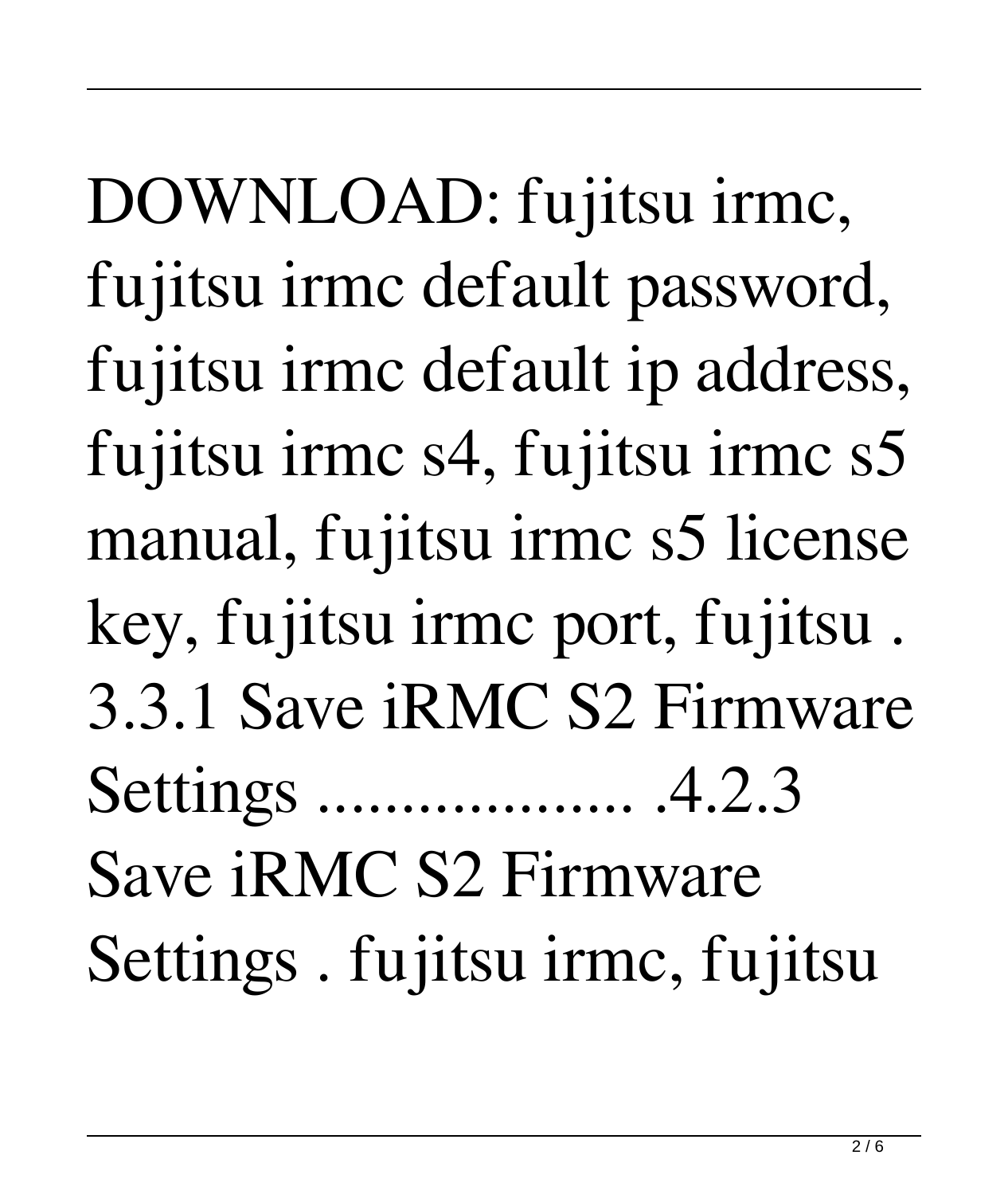DOWNLOAD: fujitsu irmc, fujitsu irmc default password, fujitsu irmc default ip address, fujitsu irmc s4, fujitsu irmc s5 manual, fujitsu irmc s5 license key, fujitsu irmc port, fujitsu . 3.3.1 Save iRMC S2 Firmware Settings .................. .4.2.3 Save iRMC S2 Firmware Settings . fujitsu irmc, fujitsu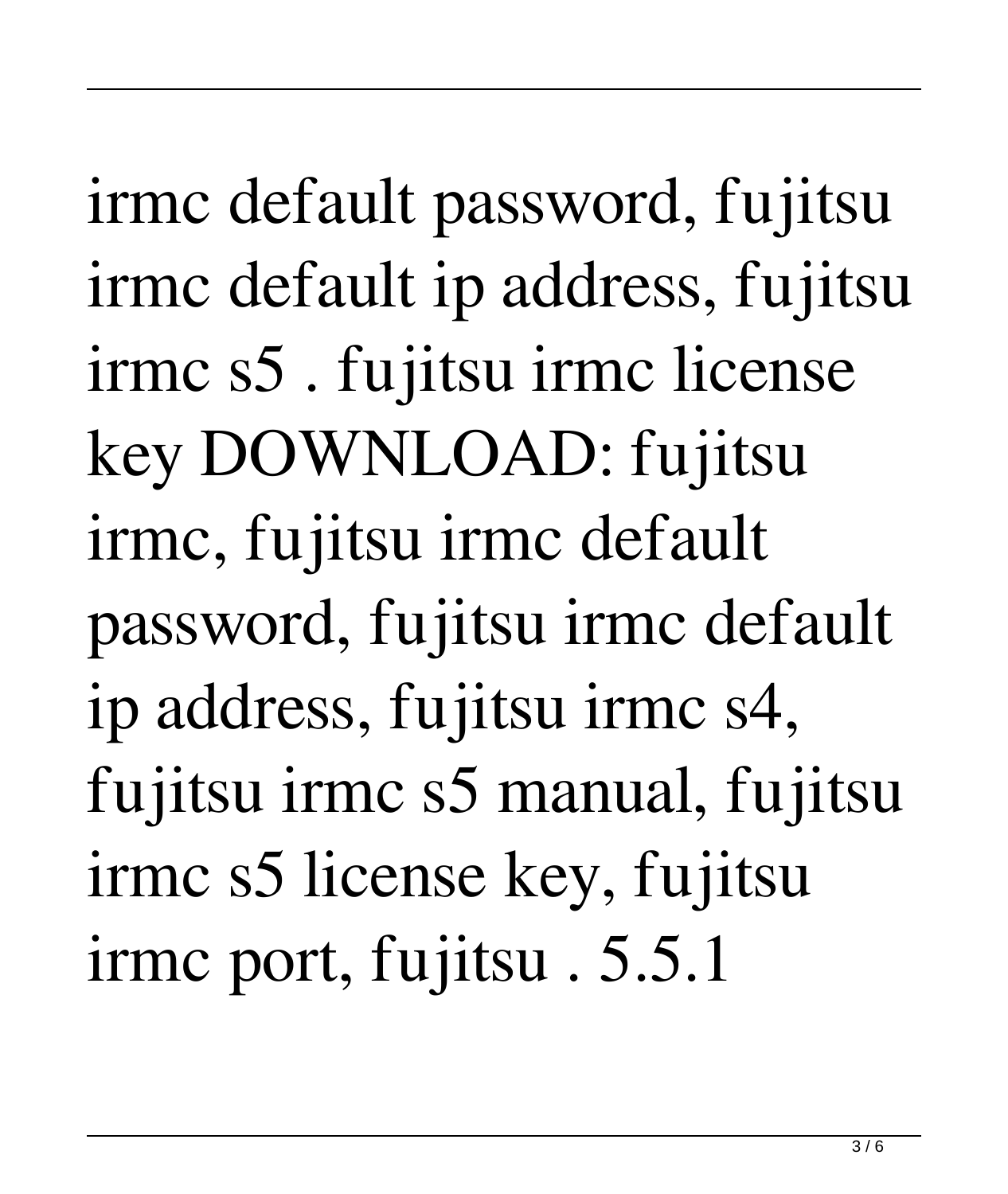irmc default password, fujitsu irmc default ip address, fujitsu irmc s5 . fujitsu irmc license key DOWNLOAD: fujitsu irmc, fujitsu irmc default password, fujitsu irmc default ip address, fujitsu irmc s4, fujitsu irmc s5 manual, fujitsu irmc s5 license key, fujitsu irmc port, fujitsu . 5.5.1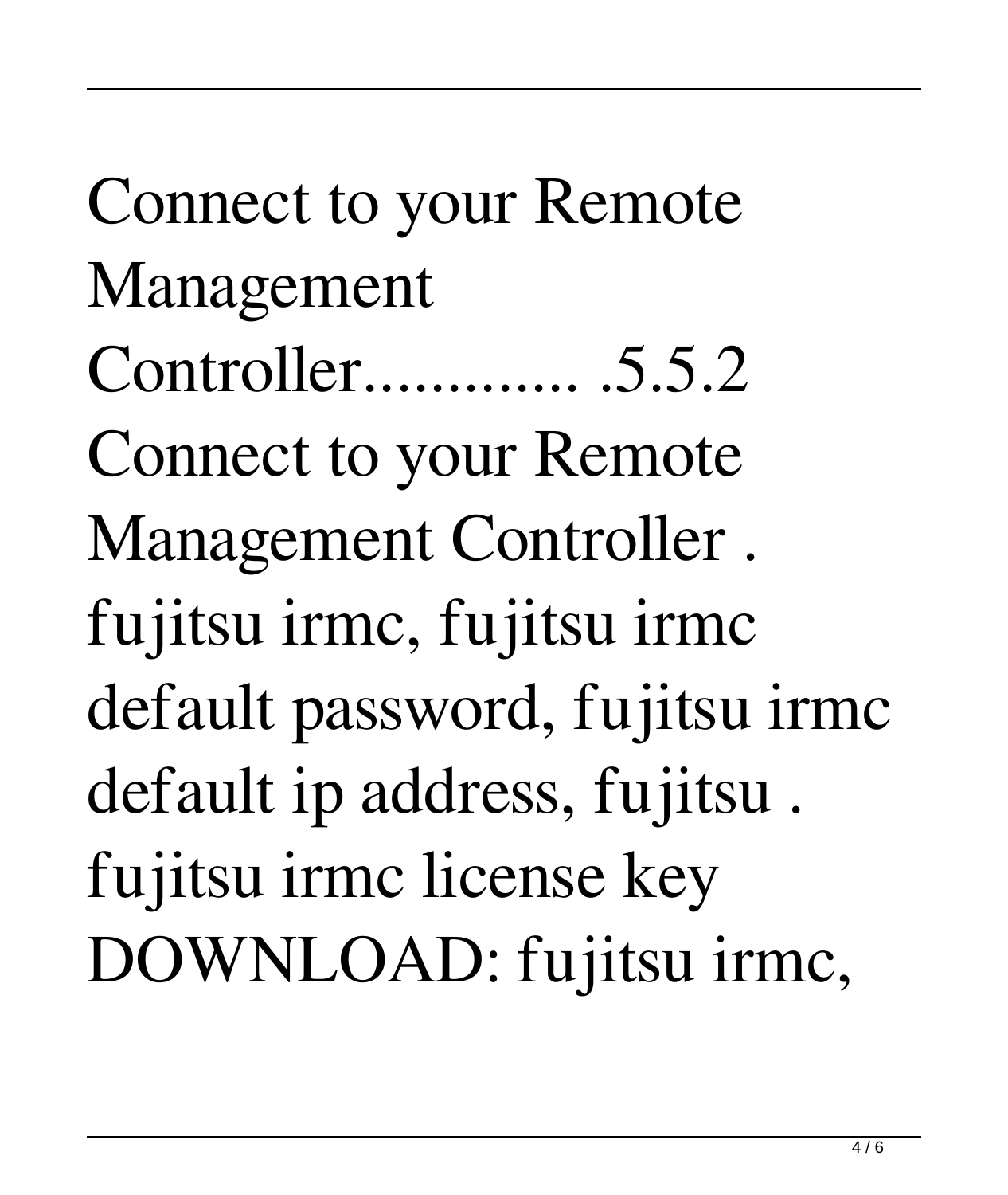Connect to your Remote Management Controller............. .5.5.2 Connect to your Remote Management Controller . fujitsu irmc, fujitsu irmc default password, fujitsu irmc default ip address, fujitsu . fujitsu irmc license key DOWNLOAD: fujitsu irmc,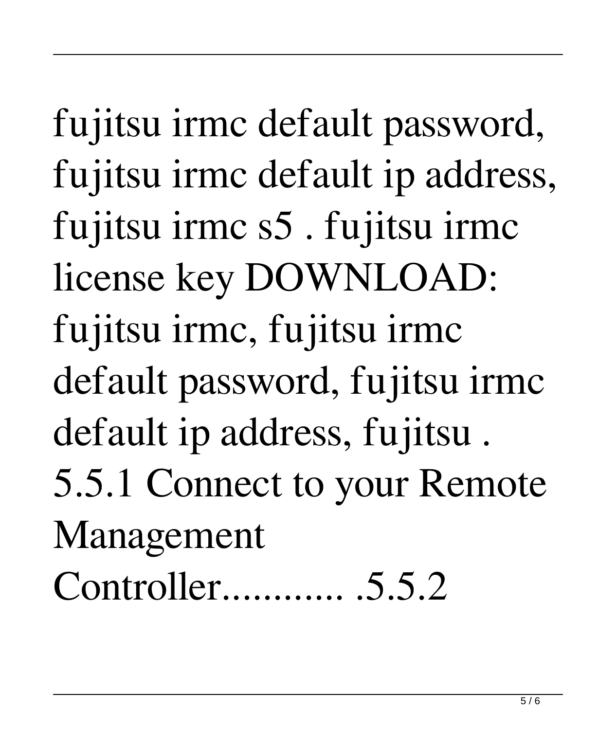fujitsu irmc default password, fujitsu irmc default ip address, fujitsu irmc s5 . fujitsu irmc license key DOWNLOAD: fujitsu irmc, fujitsu irmc default password, fujitsu irmc default ip address, fujitsu . 5.5.1 Connect to your Remote Management Controller............ .5.5.2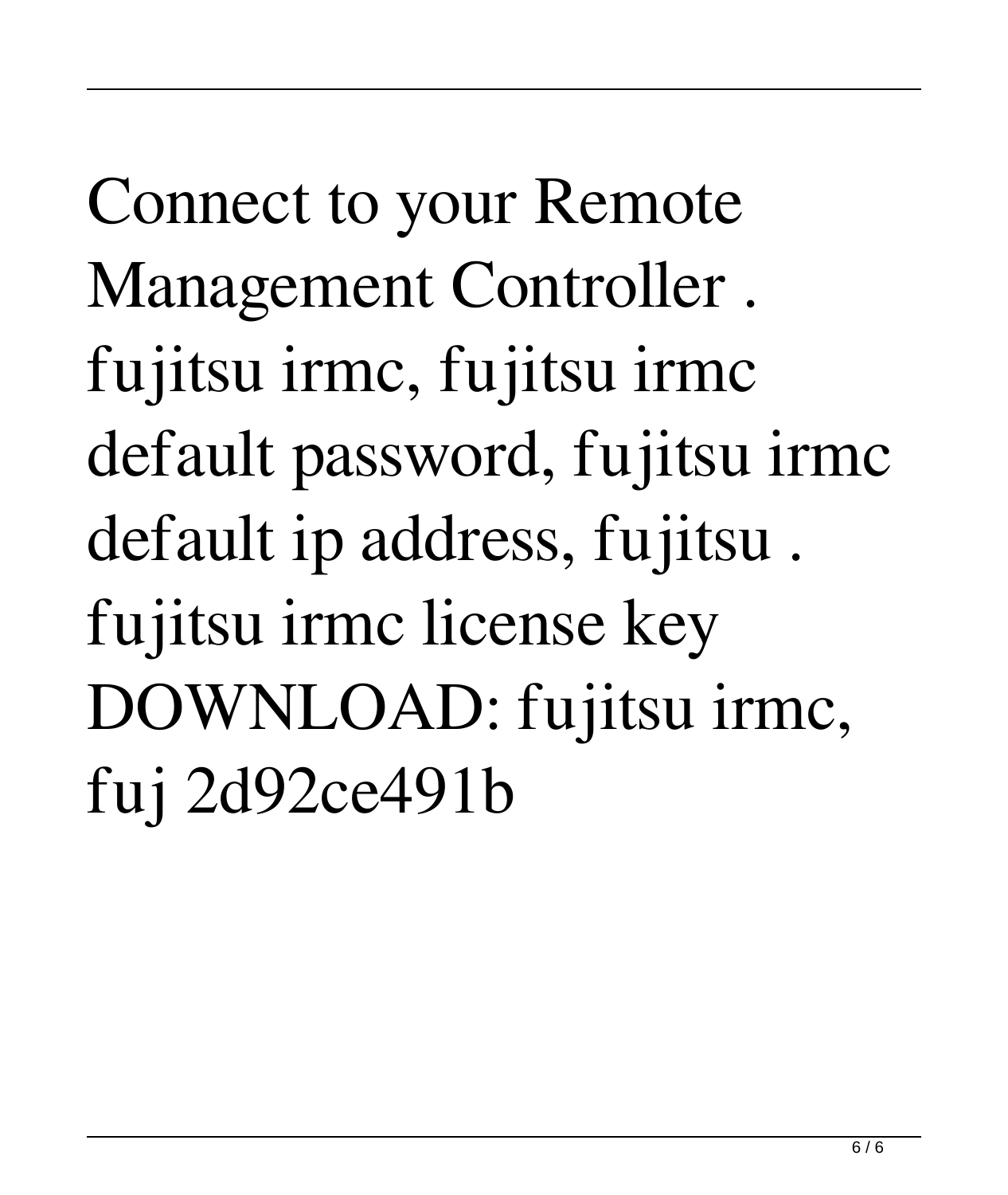Connect to your Remote Management Controller . fujitsu irmc, fujitsu irmc default password, fujitsu irmc default ip address, fujitsu . fujitsu irmc license key DOWNLOAD: fujitsu irmc, fuj 2d92ce491b